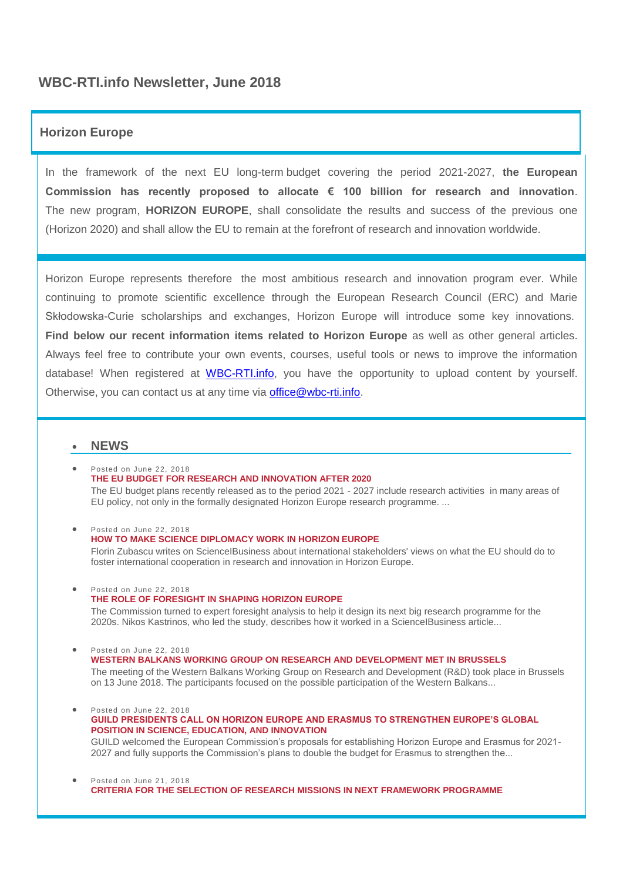# WBC-RTI.info Newsletter, June 2018

## Horizon Europe

In the framework of the next EU long-term budget covering the period 2021-2027, **the European Commission has recently proposed to allocate € 100 billion for research and innovation**. The new program, **HORIZON EUROPE**, shall consolidate the results and success of the previous one (Horizon 2020) and shall allow the EU to remain at the forefront of research and innovation worldwide.

Horizon Europe represents therefore the most ambitious research and innovation program ever. While continuing to promote scientific excellence through the European Research Council (ERC) and Marie Skłodowska-Curie scholarships and exchanges, Horizon Europe will introduce some key innovations. **Find below our recent information items related to Horizon Europe** as well as other general articles. Always feel free to contribute your own events, courses, useful tools or news to improve the information database! When registered at WBC-RTI.info, you have the opportunity to upload content by yourself. Otherwise, you can contact us at any time via office@wbc-rti.info.

- ## NEWS

- Posted on June 22, 2018
  **THE EU BUDGET FOR RESEARCH AND INNOVATION AFTER 2020**
  The EU budget plans recently released as to the period 2021 - 2027 include research activities in many areas of EU policy, not only in the formally designated Horizon Europe research programme. ...

- Posted on June 22, 2018
  **HOW TO MAKE SCIENCE DIPLOMACY WORK IN HORIZON EUROPE**
  Florin Zubascu writes on ScienceIBusiness about international stakeholders' views on what the EU should do to foster international cooperation in research and innovation in Horizon Europe.

- Posted on June 22, 2018
  **THE ROLE OF FORESIGHT IN SHAPING HORIZON EUROPE**
  The Commission turned to expert foresight analysis to help it design its next big research programme for the 2020s. Nikos Kastrinos, who led the study, describes how it worked in a ScienceIBusiness article...

- Posted on June 22, 2018
  **WESTERN BALKANS WORKING GROUP ON RESEARCH AND DEVELOPMENT MET IN BRUSSELS**
  The meeting of the Western Balkans Working Group on Research and Development (R&D) took place in Brussels on 13 June 2018. The participants focused on the possible participation of the Western Balkans...

- Posted on June 22, 2018
  **GUILD PRESIDENTS CALL ON HORIZON EUROPE AND ERASMUS TO STRENGTHEN EUROPE'S GLOBAL POSITION IN SCIENCE, EDUCATION, AND INNOVATION**
  GUILD welcomed the European Commission's proposals for establishing Horizon Europe and Erasmus for 2021-2027 and fully supports the Commission's plans to double the budget for Erasmus to strengthen the...

- Posted on June 21, 2018
  **CRITERIA FOR THE SELECTION OF RESEARCH MISSIONS IN NEXT FRAMEWORK PROGRAMME**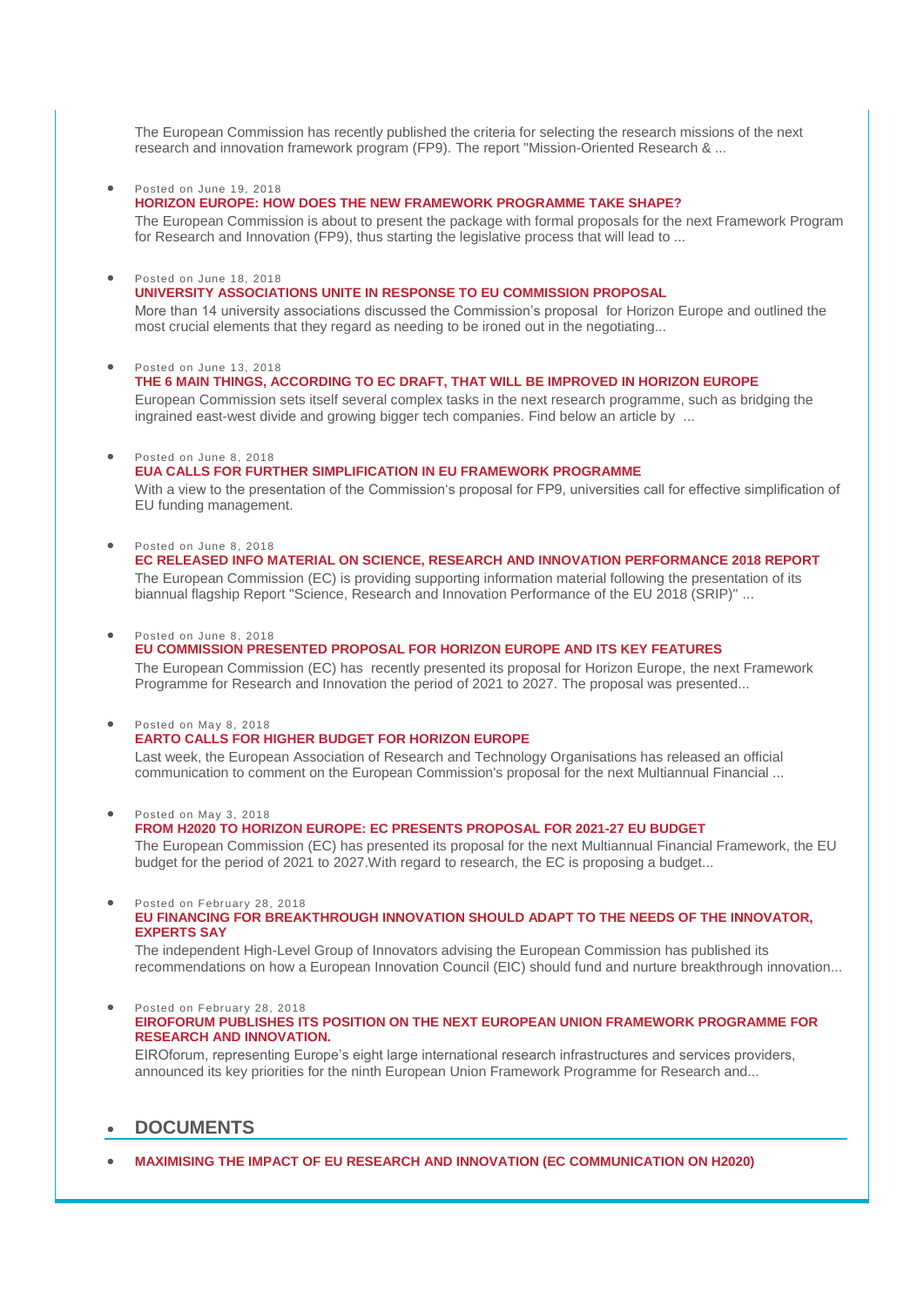The European Commission has recently published the criteria for selecting the research missions of the next research and innovation framework program (FP9). The report "Mission-Oriented Research & ...

- Posted on June 19, 2018
  **HORIZON EUROPE: HOW DOES THE NEW FRAMEWORK PROGRAMME TAKE SHAPE?**
  The European Commission is about to present the package with formal proposals for the next Framework Program for Research and Innovation (FP9), thus starting the legislative process that will lead to ...

- Posted on June 18, 2018
  **UNIVERSITY ASSOCIATIONS UNITE IN RESPONSE TO EU COMMISSION PROPOSAL**
  More than 14 university associations discussed the Commission's proposal for Horizon Europe and outlined the most crucial elements that they regard as needing to be ironed out in the negotiating...

- Posted on June 13, 2018
  **THE 6 MAIN THINGS, ACCORDING TO EC DRAFT, THAT WILL BE IMPROVED IN HORIZON EUROPE**
  European Commission sets itself several complex tasks in the next research programme, such as bridging the ingrained east-west divide and growing bigger tech companies. Find below an article by ...

- Posted on June 8, 2018
  **EUA CALLS FOR FURTHER SIMPLIFICATION IN EU FRAMEWORK PROGRAMME**
  With a view to the presentation of the Commission's proposal for FP9, universities call for effective simplification of EU funding management.

- Posted on June 8, 2018
  **EC RELEASED INFO MATERIAL ON SCIENCE, RESEARCH AND INNOVATION PERFORMANCE 2018 REPORT**
  The European Commission (EC) is providing supporting information material following the presentation of its biannual flagship Report "Science, Research and Innovation Performance of the EU 2018 (SRIP)" ...

- Posted on June 8, 2018
  **EU COMMISSION PRESENTED PROPOSAL FOR HORIZON EUROPE AND ITS KEY FEATURES**
  The European Commission (EC) has recently presented its proposal for Horizon Europe, the next Framework Programme for Research and Innovation the period of 2021 to 2027. The proposal was presented...

- Posted on May 8, 2018
  **EARTO CALLS FOR HIGHER BUDGET FOR HORIZON EUROPE**
  Last week, the European Association of Research and Technology Organisations has released an official communication to comment on the European Commission's proposal for the next Multiannual Financial ...

- Posted on May 3, 2018
  **FROM H2020 TO HORIZON EUROPE: EC PRESENTS PROPOSAL FOR 2021-27 EU BUDGET**
  The European Commission (EC) has presented its proposal for the next Multiannual Financial Framework, the EU budget for the period of 2021 to 2027.With regard to research, the EC is proposing a budget...

- Posted on February 28, 2018
  **EU FINANCING FOR BREAKTHROUGH INNOVATION SHOULD ADAPT TO THE NEEDS OF THE INNOVATOR, EXPERTS SAY**
  The independent High-Level Group of Innovators advising the European Commission has published its recommendations on how a European Innovation Council (EIC) should fund and nurture breakthrough innovation...

- Posted on February 28, 2018
  **EIROFORUM PUBLISHES ITS POSITION ON THE NEXT EUROPEAN UNION FRAMEWORK PROGRAMME FOR RESEARCH AND INNOVATION.**
  EIROforum, representing Europe's eight large international research infrastructures and services providers, announced its key priorities for the ninth European Union Framework Programme for Research and...

- ## DOCUMENTS

- **MAXIMISING THE IMPACT OF EU RESEARCH AND INNOVATION (EC COMMUNICATION ON H2020)**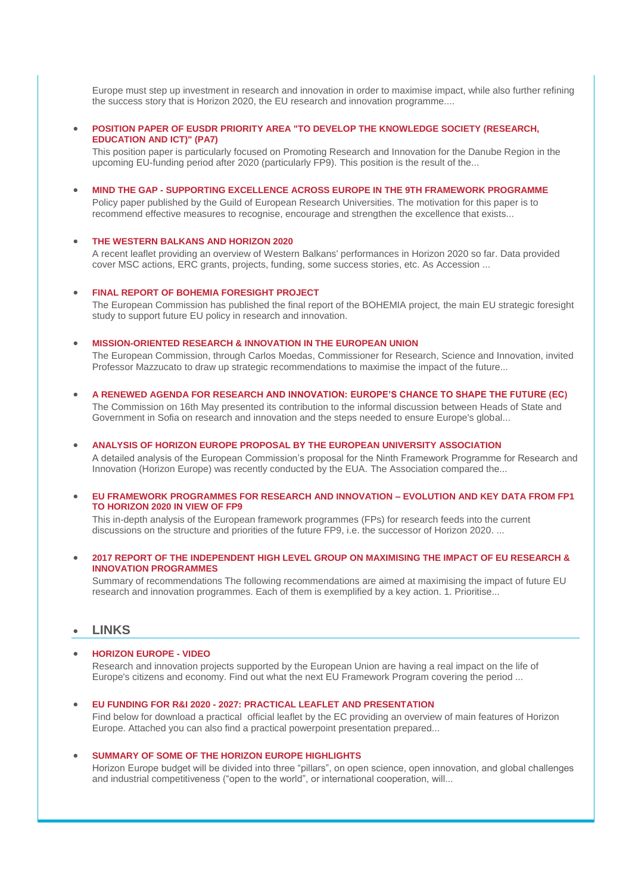Europe must step up investment in research and innovation in order to maximise impact, while also further refining the success story that is Horizon 2020, the EU research and innovation programme....

- **POSITION PAPER OF EUSDR PRIORITY AREA "TO DEVELOP THE KNOWLEDGE SOCIETY (RESEARCH, EDUCATION AND ICT)" (PA7)**

  This position paper is particularly focused on Promoting Research and Innovation for the Danube Region in the upcoming EU-funding period after 2020 (particularly FP9). This position is the result of the...

- **MIND THE GAP - SUPPORTING EXCELLENCE ACROSS EUROPE IN THE 9TH FRAMEWORK PROGRAMME**

  Policy paper published by the Guild of European Research Universities. The motivation for this paper is to recommend effective measures to recognise, encourage and strengthen the excellence that exists...

- **THE WESTERN BALKANS AND HORIZON 2020**

  A recent leaflet providing an overview of Western Balkans' performances in Horizon 2020 so far. Data provided cover MSC actions, ERC grants, projects, funding, some success stories, etc. As Accession ...

- **FINAL REPORT OF BOHEMIA FORESIGHT PROJECT**

  The European Commission has published the final report of the BOHEMIA project, the main EU strategic foresight study to support future EU policy in research and innovation.

- **MISSION-ORIENTED RESEARCH & INNOVATION IN THE EUROPEAN UNION**

  The European Commission, through Carlos Moedas, Commissioner for Research, Science and Innovation, invited Professor Mazzucato to draw up strategic recommendations to maximise the impact of the future...

- **A RENEWED AGENDA FOR RESEARCH AND INNOVATION: EUROPE'S CHANCE TO SHAPE THE FUTURE (EC)**

  The Commission on 16th May presented its contribution to the informal discussion between Heads of State and Government in Sofia on research and innovation and the steps needed to ensure Europe's global...

- **ANALYSIS OF HORIZON EUROPE PROPOSAL BY THE EUROPEAN UNIVERSITY ASSOCIATION**

  A detailed analysis of the European Commission's proposal for the Ninth Framework Programme for Research and Innovation (Horizon Europe) was recently conducted by the EUA. The Association compared the...

- **EU FRAMEWORK PROGRAMMES FOR RESEARCH AND INNOVATION – EVOLUTION AND KEY DATA FROM FP1 TO HORIZON 2020 IN VIEW OF FP9**

  This in-depth analysis of the European framework programmes (FPs) for research feeds into the current discussions on the structure and priorities of the future FP9, i.e. the successor of Horizon 2020. ...

- **2017 REPORT OF THE INDEPENDENT HIGH LEVEL GROUP ON MAXIMISING THE IMPACT OF EU RESEARCH & INNOVATION PROGRAMMES**

  Summary of recommendations The following recommendations are aimed at maximising the impact of future EU research and innovation programmes. Each of them is exemplified by a key action. 1. Prioritise...

## LINKS

- **HORIZON EUROPE - VIDEO**

  Research and innovation projects supported by the European Union are having a real impact on the life of Europe's citizens and economy. Find out what the next EU Framework Program covering the period ...

- **EU FUNDING FOR R&I 2020 - 2027: PRACTICAL LEAFLET AND PRESENTATION**

  Find below for download a practical official leaflet by the EC providing an overview of main features of Horizon Europe. Attached you can also find a practical powerpoint presentation prepared...

- **SUMMARY OF SOME OF THE HORIZON EUROPE HIGHLIGHTS**

  Horizon Europe budget will be divided into three "pillars", on open science, open innovation, and global challenges and industrial competitiveness ("open to the world", or international cooperation, will...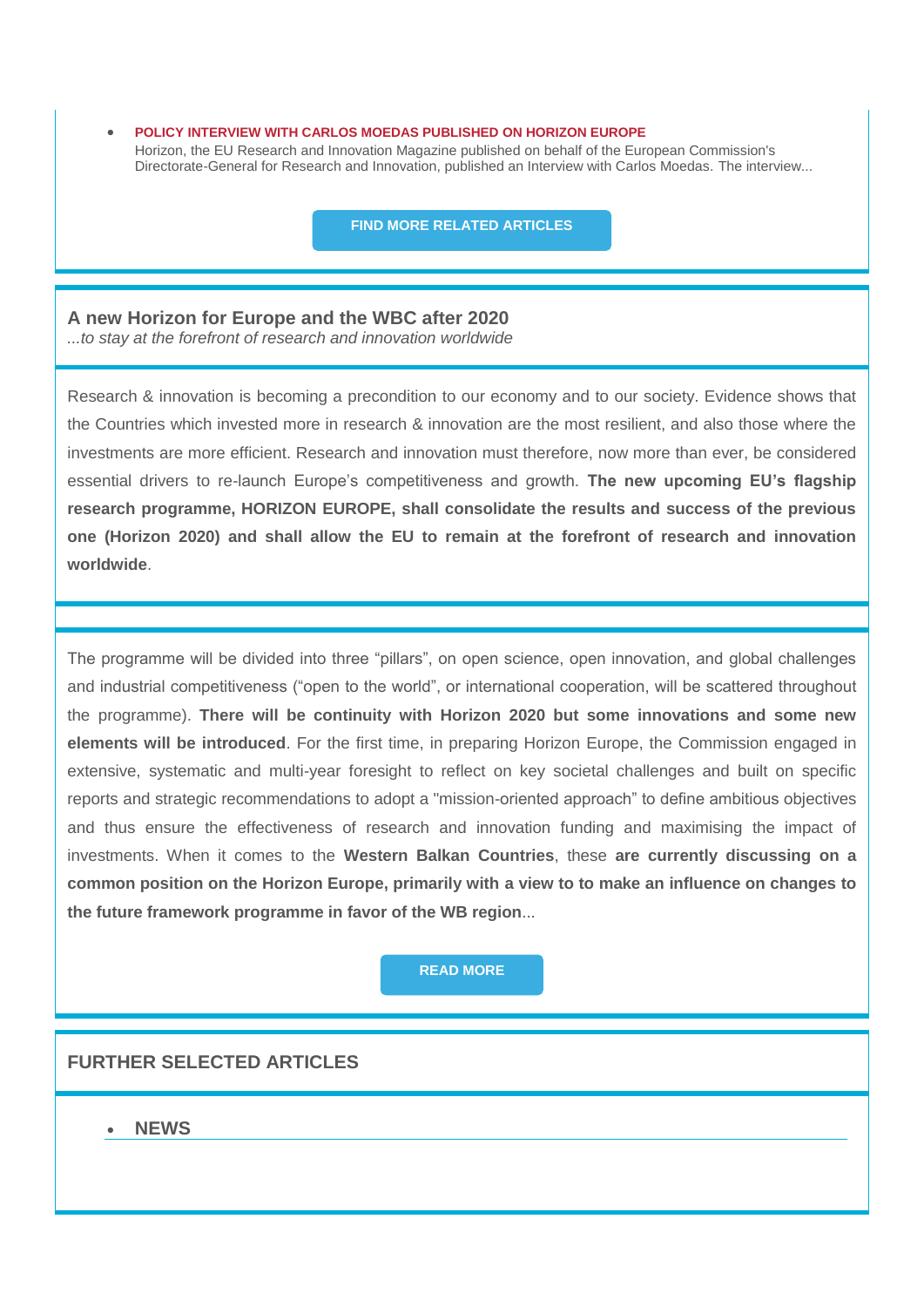- **POLICY INTERVIEW WITH CARLOS MOEDAS PUBLISHED ON HORIZON EUROPE**
  Horizon, the EU Research and Innovation Magazine published on behalf of the European Commission's Directorate-General for Research and Innovation, published an Interview with Carlos Moedas. The interview...

**FIND MORE RELATED ARTICLES**

## A new Horizon for Europe and the WBC after 2020

*...to stay at the forefront of research and innovation worldwide*

Research & innovation is becoming a precondition to our economy and to our society. Evidence shows that the Countries which invested more in research & innovation are the most resilient, and also those where the investments are more efficient. Research and innovation must therefore, now more than ever, be considered essential drivers to re-launch Europe's competitiveness and growth. **The new upcoming EU's flagship research programme, HORIZON EUROPE, shall consolidate the results and success of the previous one (Horizon 2020) and shall allow the EU to remain at the forefront of research and innovation worldwide**.

The programme will be divided into three "pillars", on open science, open innovation, and global challenges and industrial competitiveness ("open to the world", or international cooperation, will be scattered throughout the programme). **There will be continuity with Horizon 2020 but some innovations and some new elements will be introduced**. For the first time, in preparing Horizon Europe, the Commission engaged in extensive, systematic and multi-year foresight to reflect on key societal challenges and built on specific reports and strategic recommendations to adopt a "mission-oriented approach" to define ambitious objectives and thus ensure the effectiveness of research and innovation funding and maximising the impact of investments. When it comes to the **Western Balkan Countries**, these **are currently discussing on a common position on the Horizon Europe, primarily with a view to to make an influence on changes to the future framework programme in favor of the WB region**...

**READ MORE**

## FURTHER SELECTED ARTICLES

- **NEWS**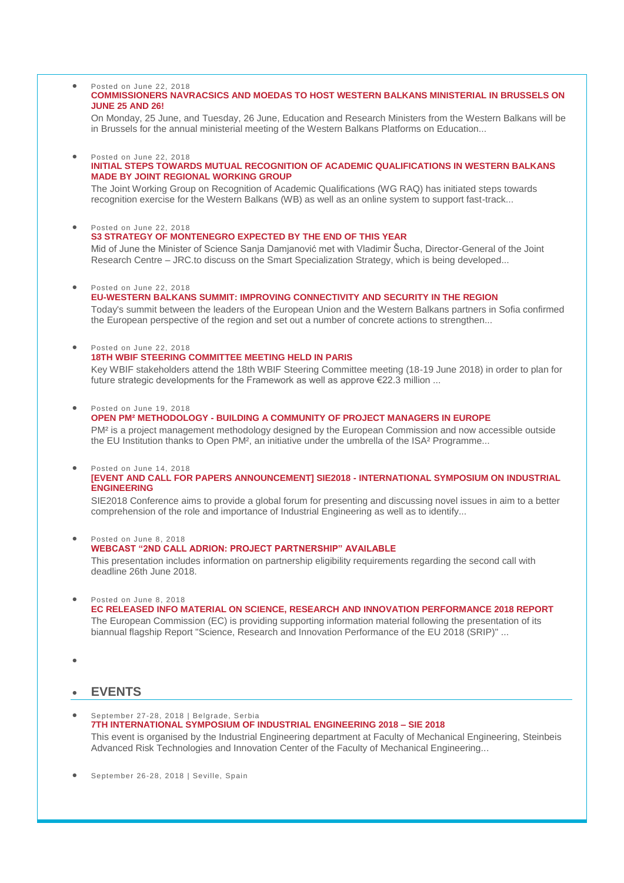- Posted on June 22, 2018

  **COMMISSIONERS NAVRACSICS AND MOEDAS TO HOST WESTERN BALKANS MINISTERIAL IN BRUSSELS ON JUNE 25 AND 26!**

  On Monday, 25 June, and Tuesday, 26 June, Education and Research Ministers from the Western Balkans will be in Brussels for the annual ministerial meeting of the Western Balkans Platforms on Education...

- Posted on June 22, 2018

  **INITIAL STEPS TOWARDS MUTUAL RECOGNITION OF ACADEMIC QUALIFICATIONS IN WESTERN BALKANS MADE BY JOINT REGIONAL WORKING GROUP**

  The Joint Working Group on Recognition of Academic Qualifications (WG RAQ) has initiated steps towards recognition exercise for the Western Balkans (WB) as well as an online system to support fast-track...

- Posted on June 22, 2018

  **S3 STRATEGY OF MONTENEGRO EXPECTED BY THE END OF THIS YEAR**

  Mid of June the Minister of Science Sanja Damjanović met with Vladimir Šucha, Director-General of the Joint Research Centre – JRC.to discuss on the Smart Specialization Strategy, which is being developed...

- Posted on June 22, 2018

  **EU-WESTERN BALKANS SUMMIT: IMPROVING CONNECTIVITY AND SECURITY IN THE REGION**

  Today's summit between the leaders of the European Union and the Western Balkans partners in Sofia confirmed the European perspective of the region and set out a number of concrete actions to strengthen...

- Posted on June 22, 2018

  **18TH WBIF STEERING COMMITTEE MEETING HELD IN PARIS**

  Key WBIF stakeholders attend the 18th WBIF Steering Committee meeting (18-19 June 2018) in order to plan for future strategic developments for the Framework as well as approve €22.3 million ...

- Posted on June 19, 2018

  **OPEN PM² METHODOLOGY - BUILDING A COMMUNITY OF PROJECT MANAGERS IN EUROPE**

  PM² is a project management methodology designed by the European Commission and now accessible outside the EU Institution thanks to Open PM², an initiative under the umbrella of the ISA² Programme...

- Posted on June 14, 2018

  **[EVENT AND CALL FOR PAPERS ANNOUNCEMENT] SIE2018 - INTERNATIONAL SYMPOSIUM ON INDUSTRIAL ENGINEERING**

  SIE2018 Conference aims to provide a global forum for presenting and discussing novel issues in aim to a better comprehension of the role and importance of Industrial Engineering as well as to identify...

- Posted on June 8, 2018

  **WEBCAST "2ND CALL ADRION: PROJECT PARTNERSHIP" AVAILABLE**

  This presentation includes information on partnership eligibility requirements regarding the second call with deadline 26th June 2018.

- Posted on June 8, 2018

  **EC RELEASED INFO MATERIAL ON SCIENCE, RESEARCH AND INNOVATION PERFORMANCE 2018 REPORT**

  The European Commission (EC) is providing supporting information material following the presentation of its biannual flagship Report "Science, Research and Innovation Performance of the EU 2018 (SRIP)" ...

## EVENTS

- September 27-28, 2018 | Belgrade, Serbia

  **7TH INTERNATIONAL SYMPOSIUM OF INDUSTRIAL ENGINEERING 2018 – SIE 2018**

  This event is organised by the Industrial Engineering department at Faculty of Mechanical Engineering, Steinbeis Advanced Risk Technologies and Innovation Center of the Faculty of Mechanical Engineering...

- September 26-28, 2018 | Seville, Spain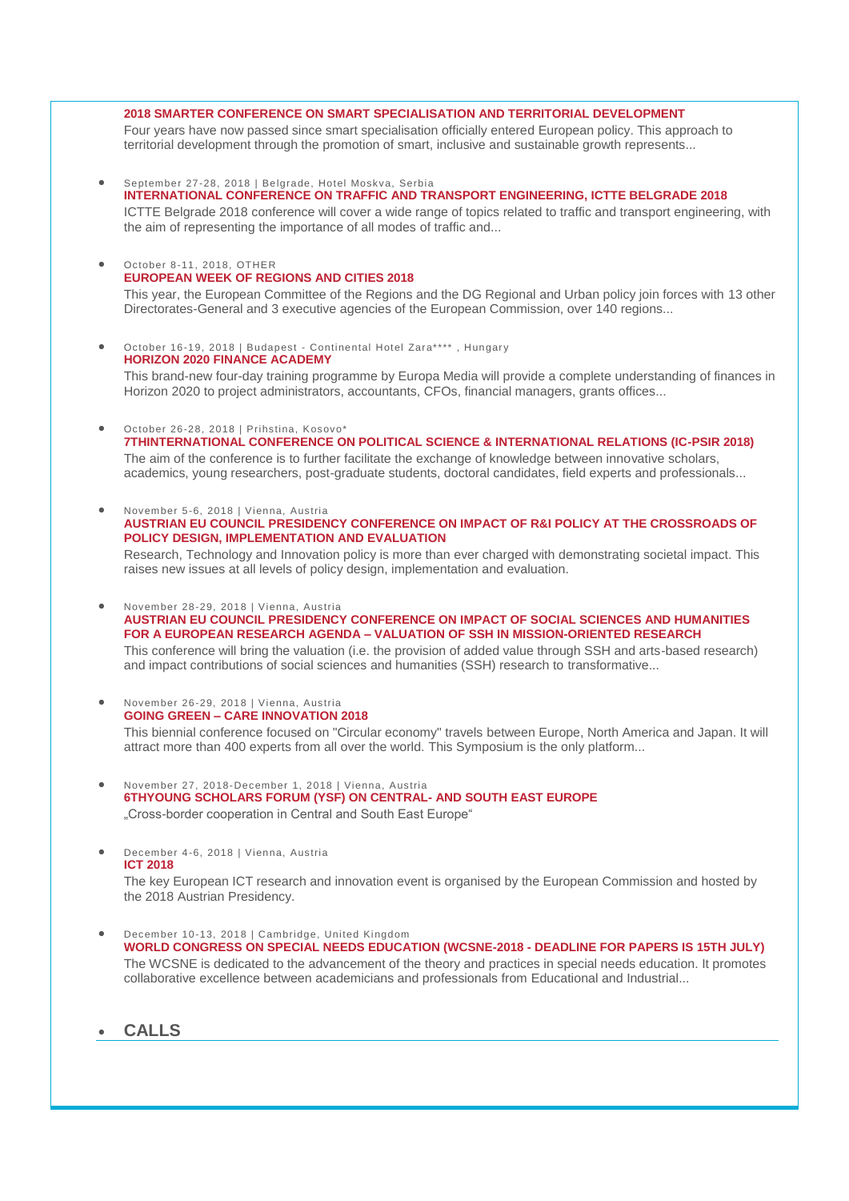**2018 SMARTER CONFERENCE ON SMART SPECIALISATION AND TERRITORIAL DEVELOPMENT**

Four years have now passed since smart specialisation officially entered European policy. This approach to territorial development through the promotion of smart, inclusive and sustainable growth represents...

- September 27-28, 2018 | Belgrade, Hotel Moskva, Serbia
  **INTERNATIONAL CONFERENCE ON TRAFFIC AND TRANSPORT ENGINEERING, ICTTE BELGRADE 2018**
  ICTTE Belgrade 2018 conference will cover a wide range of topics related to traffic and transport engineering, with the aim of representing the importance of all modes of traffic and...

- October 8-11, 2018, OTHER
  **EUROPEAN WEEK OF REGIONS AND CITIES 2018**
  This year, the European Committee of the Regions and the DG Regional and Urban policy join forces with 13 other Directorates-General and 3 executive agencies of the European Commission, over 140 regions...

- October 16-19, 2018 | Budapest - Continental Hotel Zara**** , Hungary
  **HORIZON 2020 FINANCE ACADEMY**
  This brand-new four-day training programme by Europa Media will provide a complete understanding of finances in Horizon 2020 to project administrators, accountants, CFOs, financial managers, grants offices...

- October 26-28, 2018 | Prihstina, Kosovo*
  **7THINTERNATIONAL CONFERENCE ON POLITICAL SCIENCE & INTERNATIONAL RELATIONS (IC-PSIR 2018)**
  The aim of the conference is to further facilitate the exchange of knowledge between innovative scholars, academics, young researchers, post-graduate students, doctoral candidates, field experts and professionals...

- November 5-6, 2018 | Vienna, Austria
  **AUSTRIAN EU COUNCIL PRESIDENCY CONFERENCE ON IMPACT OF R&I POLICY AT THE CROSSROADS OF POLICY DESIGN, IMPLEMENTATION AND EVALUATION**
  Research, Technology and Innovation policy is more than ever charged with demonstrating societal impact. This raises new issues at all levels of policy design, implementation and evaluation.

- November 28-29, 2018 | Vienna, Austria
  **AUSTRIAN EU COUNCIL PRESIDENCY CONFERENCE ON IMPACT OF SOCIAL SCIENCES AND HUMANITIES FOR A EUROPEAN RESEARCH AGENDA – VALUATION OF SSH IN MISSION-ORIENTED RESEARCH**
  This conference will bring the valuation (i.e. the provision of added value through SSH and arts-based research) and impact contributions of social sciences and humanities (SSH) research to transformative...

- November 26-29, 2018 | Vienna, Austria
  **GOING GREEN – CARE INNOVATION 2018**
  This biennial conference focused on "Circular economy" travels between Europe, North America and Japan. It will attract more than 400 experts from all over the world. This Symposium is the only platform...

- November 27, 2018-December 1, 2018 | Vienna, Austria
  **6THYOUNG SCHOLARS FORUM (YSF) ON CENTRAL- AND SOUTH EAST EUROPE**
  „Cross-border cooperation in Central and South East Europe"

- December 4-6, 2018 | Vienna, Austria
  **ICT 2018**
  The key European ICT research and innovation event is organised by the European Commission and hosted by the 2018 Austrian Presidency.

- December 10-13, 2018 | Cambridge, United Kingdom
  **WORLD CONGRESS ON SPECIAL NEEDS EDUCATION (WCSNE-2018 - DEADLINE FOR PAPERS IS 15TH JULY)**
  The WCSNE is dedicated to the advancement of the theory and practices in special needs education. It promotes collaborative excellence between academicians and professionals from Educational and Industrial...

- ## CALLS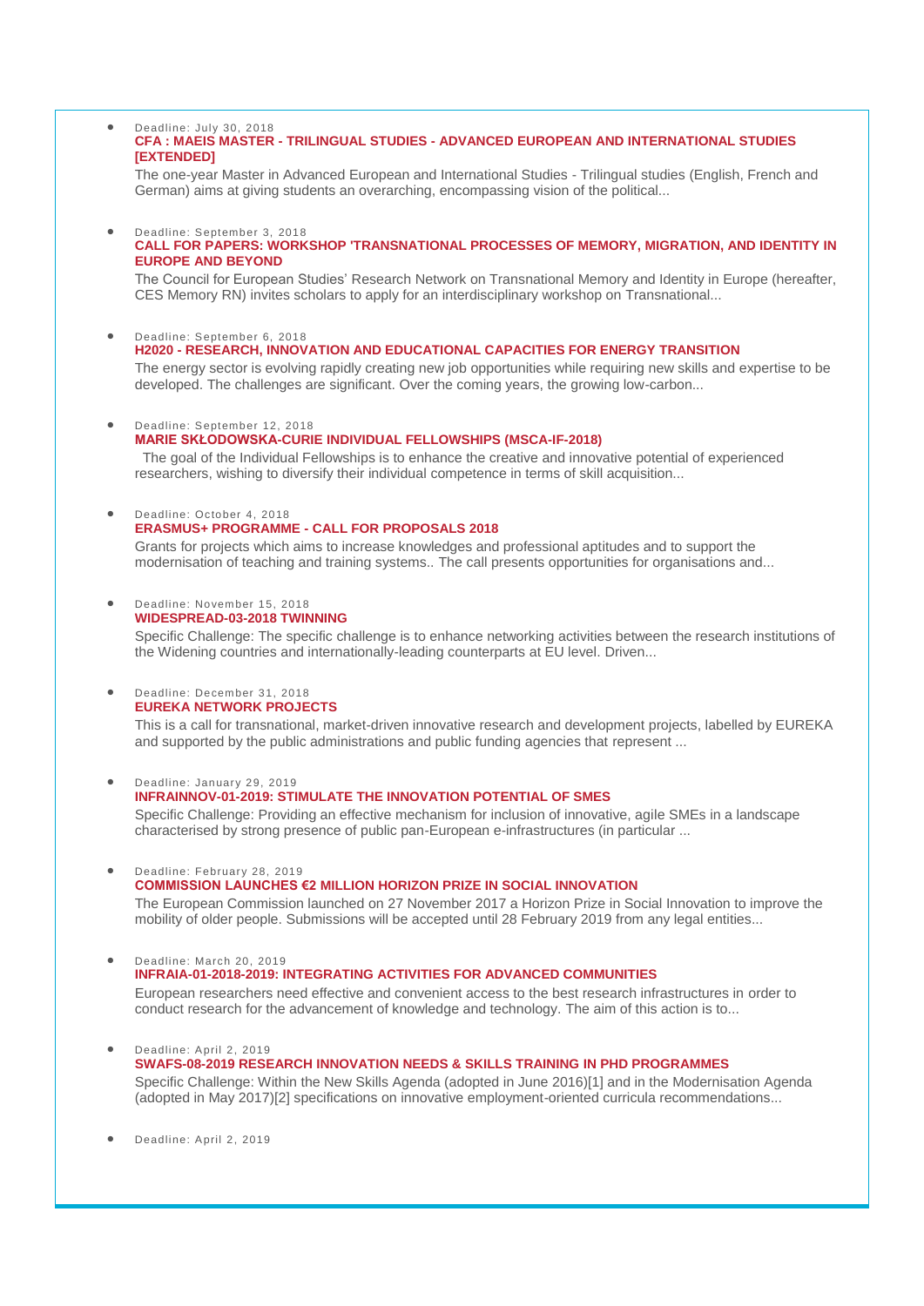- Deadline: July 30, 2018

  **CFA : MAEIS MASTER - TRILINGUAL STUDIES - ADVANCED EUROPEAN AND INTERNATIONAL STUDIES [EXTENDED]**

  The one-year Master in Advanced European and International Studies - Trilingual studies (English, French and German) aims at giving students an overarching, encompassing vision of the political...

- Deadline: September 3, 2018

  **CALL FOR PAPERS: WORKSHOP 'TRANSNATIONAL PROCESSES OF MEMORY, MIGRATION, AND IDENTITY IN EUROPE AND BEYOND**

  The Council for European Studies' Research Network on Transnational Memory and Identity in Europe (hereafter, CES Memory RN) invites scholars to apply for an interdisciplinary workshop on Transnational...

- Deadline: September 6, 2018

  **H2020 - RESEARCH, INNOVATION AND EDUCATIONAL CAPACITIES FOR ENERGY TRANSITION**

  The energy sector is evolving rapidly creating new job opportunities while requiring new skills and expertise to be developed. The challenges are significant. Over the coming years, the growing low-carbon...

- Deadline: September 12, 2018

  **MARIE SKŁODOWSKA-CURIE INDIVIDUAL FELLOWSHIPS (MSCA-IF-2018)**

  The goal of the Individual Fellowships is to enhance the creative and innovative potential of experienced researchers, wishing to diversify their individual competence in terms of skill acquisition...

- Deadline: October 4, 2018

  **ERASMUS+ PROGRAMME - CALL FOR PROPOSALS 2018**

  Grants for projects which aims to increase knowledges and professional aptitudes and to support the modernisation of teaching and training systems.. The call presents opportunities for organisations and...

- Deadline: November 15, 2018

  **WIDESPREAD-03-2018 TWINNING**

  Specific Challenge: The specific challenge is to enhance networking activities between the research institutions of the Widening countries and internationally-leading counterparts at EU level. Driven...

- Deadline: December 31, 2018

  **EUREKA NETWORK PROJECTS**

  This is a call for transnational, market-driven innovative research and development projects, labelled by EUREKA and supported by the public administrations and public funding agencies that represent ...

- Deadline: January 29, 2019

  **INFRAINNOV-01-2019: STIMULATE THE INNOVATION POTENTIAL OF SMES**

  Specific Challenge: Providing an effective mechanism for inclusion of innovative, agile SMEs in a landscape characterised by strong presence of public pan-European e-infrastructures (in particular ...

- Deadline: February 28, 2019

  **COMMISSION LAUNCHES €2 MILLION HORIZON PRIZE IN SOCIAL INNOVATION**

  The European Commission launched on 27 November 2017 a Horizon Prize in Social Innovation to improve the mobility of older people. Submissions will be accepted until 28 February 2019 from any legal entities...

- Deadline: March 20, 2019

  **INFRAIA-01-2018-2019: INTEGRATING ACTIVITIES FOR ADVANCED COMMUNITIES**

  European researchers need effective and convenient access to the best research infrastructures in order to conduct research for the advancement of knowledge and technology. The aim of this action is to...

- Deadline: April 2, 2019

  **SWAFS-08-2019 RESEARCH INNOVATION NEEDS & SKILLS TRAINING IN PHD PROGRAMMES**

  Specific Challenge: Within the New Skills Agenda (adopted in June 2016)[1] and in the Modernisation Agenda (adopted in May 2017)[2] specifications on innovative employment-oriented curricula recommendations...

- Deadline: April 2, 2019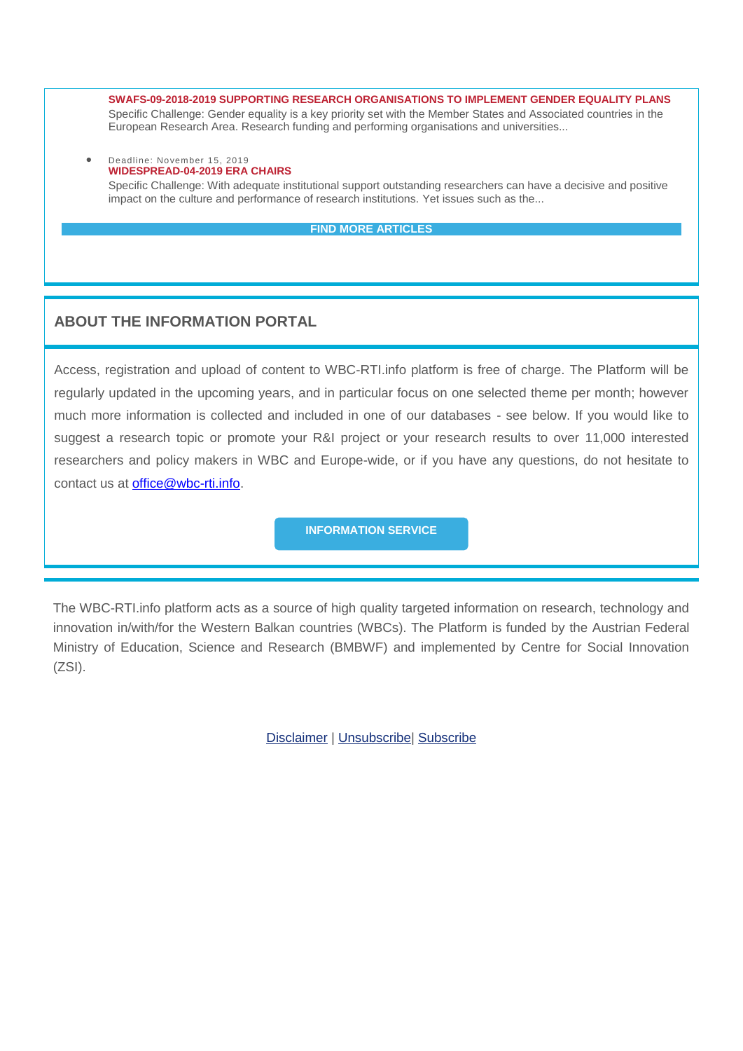**SWAFS-09-2018-2019 SUPPORTING RESEARCH ORGANISATIONS TO IMPLEMENT GENDER EQUALITY PLANS**
Specific Challenge: Gender equality is a key priority set with the Member States and Associated countries in the European Research Area. Research funding and performing organisations and universities...

- Deadline: November 15, 2019
  **WIDESPREAD-04-2019 ERA CHAIRS**
  Specific Challenge: With adequate institutional support outstanding researchers can have a decisive and positive impact on the culture and performance of research institutions. Yet issues such as the...

**FIND MORE ARTICLES**

## ABOUT THE INFORMATION PORTAL

Access, registration and upload of content to WBC-RTI.info platform is free of charge. The Platform will be regularly updated in the upcoming years, and in particular focus on one selected theme per month; however much more information is collected and included in one of our databases - see below. If you would like to suggest a research topic or promote your R&I project or your research results to over 11,000 interested researchers and policy makers in WBC and Europe-wide, or if you have any questions, do not hesitate to contact us at office@wbc-rti.info.

**INFORMATION SERVICE**

The WBC-RTI.info platform acts as a source of high quality targeted information on research, technology and innovation in/with/for the Western Balkan countries (WBCs). The Platform is funded by the Austrian Federal Ministry of Education, Science and Research (BMBWF) and implemented by Centre for Social Innovation (ZSI).

Disclaimer | Unsubscribe| Subscribe